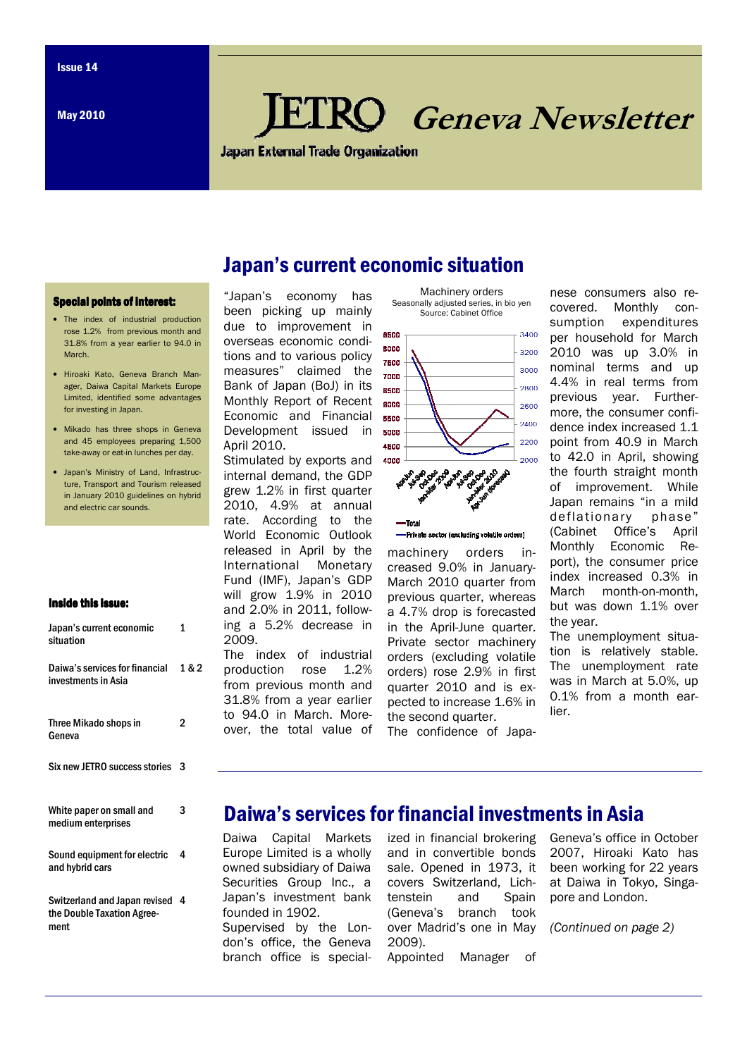Issue 14

May 2010

# JETRO Geneva Newsletter

Japan External Trade Organization

## Special points of interest:

- The index of industrial production rose 1.2% from previous month and 31.8% from a year earlier to 94.0 in March.
- Hiroaki Kato, Geneva Branch Manager, Daiwa Capital Markets Europe Limited, identified some advantages for investing in Japan.
- Mikado has three shops in Geneva and 45 employees preparing 1,500 take-away or eat-in lunches per day.
- Japan's Ministry of Land, Infrastructure, Transport and Tourism released in January 2010 guidelines on hybrid and electric car sounds.

## Inside this issue:

| | |
|---|---|
| Japan's current economic situation | 1 |
| Daiwa's services for financial investments in Asia | 1 & 2 |
| Three Mikado shops in Geneva | 2 |
| Six new JETRO success stories | 3 |
| White paper on small and medium enterprises | 3 |
| Sound equipment for electric and hybrid cars | 4 |
| Switzerland and Japan revised the Double Taxation Agreement | 4 |

## Japan's current economic situation

"Japan's economy has been picking up mainly due to improvement in overseas economic conditions and to various policy measures" claimed the Bank of Japan (BoJ) in its Monthly Report of Recent Economic and Financial Development issued in April 2010.

Stimulated by exports and internal demand, the GDP grew 1.2% in first quarter 2010, 4.9% at annual rate. According to the World Economic Outlook released in April by the International Monetary Fund (IMF), Japan's GDP will grow 1.9% in 2010 and 2.0% in 2011, following a 5.2% decrease in 2009.

The index of industrial production rose 1.2% from previous month and 31.8% from a year earlier to 94.0 in March. Moreover, the total value of machinery orders increased 9.0% in January-March 2010 quarter from previous quarter, whereas a 4.7% drop is forecasted in the April-June quarter. Private sector machinery orders (excluding volatile orders) rose 2.9% in first quarter 2010 and is expected to increase 1.6% in the second quarter.

Machinery orders
Seasonally adjusted series, in bio yen
Source: Cabinet Office

The confidence of Japanese consumers also recovered. Monthly consumption expenditures per household for March 2010 was up 3.0% in nominal terms and up 4.4% in real terms from previous year. Furthermore, the consumer confidence index increased 1.1 point from 40.9 in March to 42.0 in April, showing the fourth straight month of improvement. While Japan remains "in a mild deflationary phase" (Cabinet Office's April Monthly Economic Report), the consumer price index increased 0.3% in March month-on-month, but was down 1.1% over the year.

The unemployment situation is relatively stable. The unemployment rate was in March at 5.0%, up 0.1% from a month earlier.

## Daiwa's services for financial investments in Asia

Daiwa Capital Markets Europe Limited is a wholly owned subsidiary of Daiwa Securities Group Inc., a Japan's investment bank founded in 1902.

Supervised by the London's office, the Geneva branch office is specialized in financial brokering and in convertible bonds sale. Opened in 1973, it covers Switzerland, Lichtenstein and Spain (Geneva's branch took over Madrid's one in May 2009).

Appointed Manager of Geneva's office in October 2007, Hiroaki Kato has been working for 22 years at Daiwa in Tokyo, Singapore and London.

*(Continued on page 2)*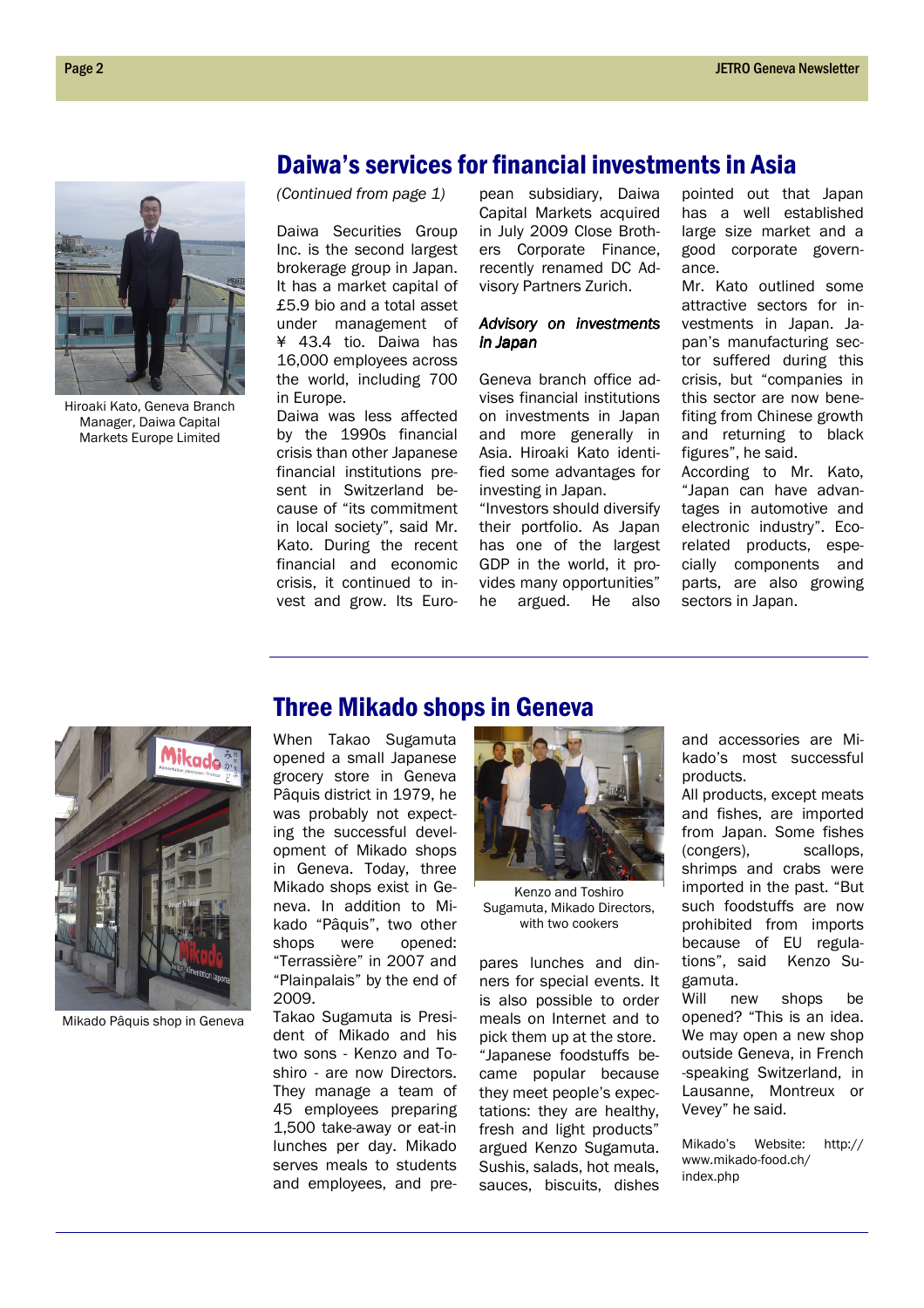## Daiwa's services for financial investments in Asia

Hiroaki Kato, Geneva Branch Manager, Daiwa Capital Markets Europe Limited

*(Continued from page 1)*

Daiwa Securities Group Inc. is the second largest brokerage group in Japan. It has a market capital of £5.9 bio and a total asset under management of ¥ 43.4 tio. Daiwa has 16,000 employees across the world, including 700 in Europe.

Daiwa was less affected by the 1990s financial crisis than other Japanese financial institutions present in Switzerland because of "its commitment in local society", said Mr. Kato. During the recent financial and economic crisis, it continued to invest and grow. Its European subsidiary, Daiwa Capital Markets acquired in July 2009 Close Brothers Corporate Finance, recently renamed DC Advisory Partners Zurich.

### *Advisory on investments in Japan*

Geneva branch office advises financial institutions on investments in Japan and more generally in Asia. Hiroaki Kato identified some advantages for investing in Japan.

"Investors should diversify their portfolio. As Japan has one of the largest GDP in the world, it provides many opportunities" he argued. He also pointed out that Japan has a well established large size market and a good corporate governance.

Mr. Kato outlined some attractive sectors for investments in Japan. Japan's manufacturing sector suffered during this crisis, but "companies in this sector are now benefiting from Chinese growth and returning to black figures", he said.

According to Mr. Kato, "Japan can have advantages in automotive and electronic industry". Eco-related products, especially components and parts, are also growing sectors in Japan.

## Three Mikado shops in Geneva

Mikado Pâquis shop in Geneva

When Takao Sugamuta opened a small Japanese grocery store in Geneva Pâquis district in 1979, he was probably not expecting the successful development of Mikado shops in Geneva. Today, three Mikado shops exist in Geneva. In addition to Mikado "Pâquis", two other shops were opened: "Terrassière" in 2007 and "Plainpalais" by the end of 2009.

Takao Sugamuta is President of Mikado and his two sons - Kenzo and Toshiro - are now Directors. They manage a team of 45 employees preparing 1,500 take-away or eat-in lunches per day. Mikado serves meals to students and employees, and prepares lunches and dinners for special events. It is also possible to order meals on Internet and to pick them up at the store.

Kenzo and Toshiro Sugamuta, Mikado Directors, with two cookers

"Japanese foodstuffs became popular because they meet people's expectations: they are healthy, fresh and light products" argued Kenzo Sugamuta. Sushis, salads, hot meals, sauces, biscuits, dishes and accessories are Mikado's most successful products.

All products, except meats and fishes, are imported from Japan. Some fishes (congers), scallops, shrimps and crabs were imported in the past. "But such foodstuffs are now prohibited from imports because of EU regulations", said Kenzo Sugamuta.

Will new shops be opened? "This is an idea. We may open a new shop outside Geneva, in French-speaking Switzerland, in Lausanne, Montreux or Vevey" he said.

Mikado's Website: http://www.mikado-food.ch/index.php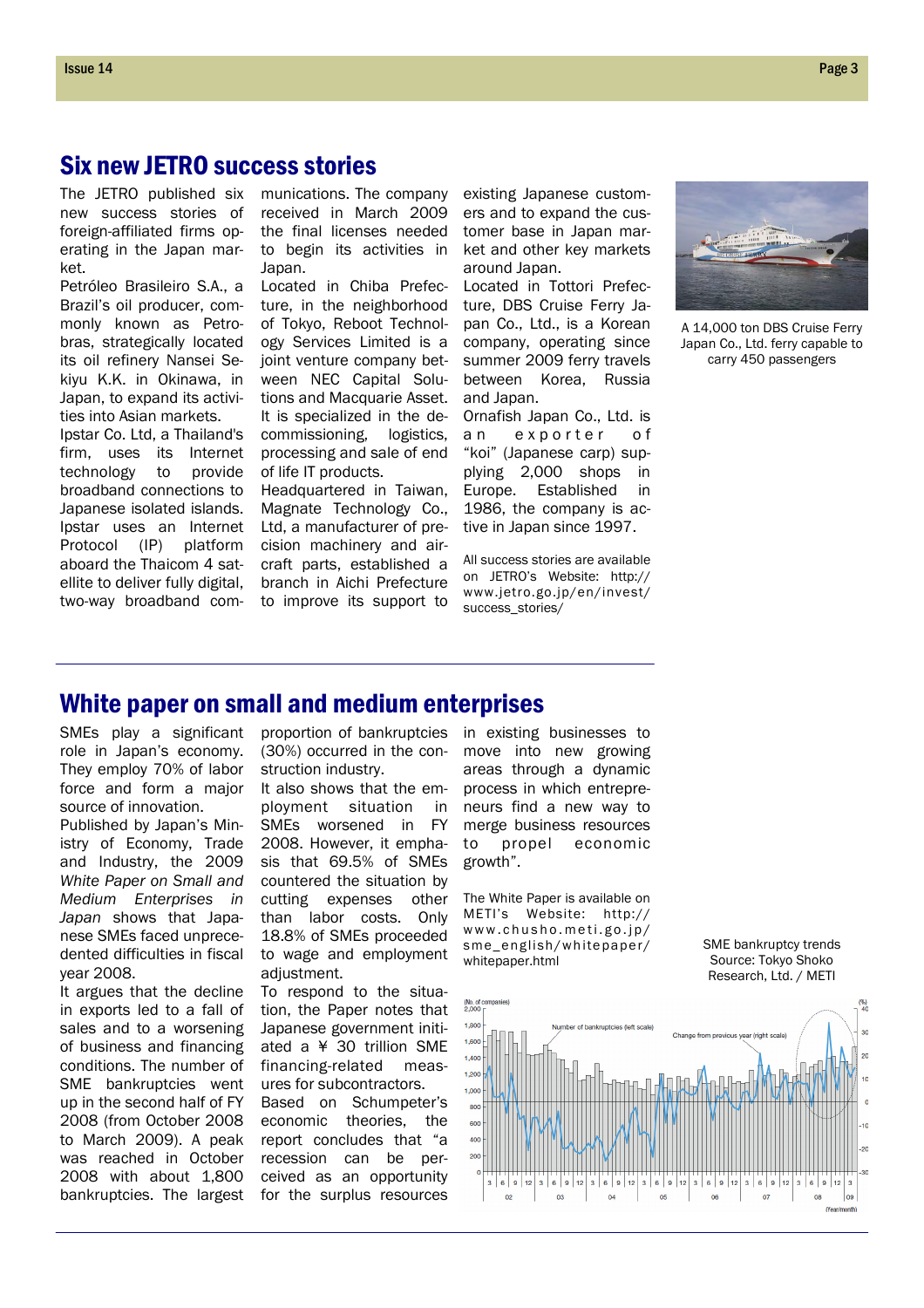## Six new JETRO success stories

The JETRO published six new success stories of foreign-affiliated firms operating in the Japan market.

Petróleo Brasileiro S.A., a Brazil's oil producer, commonly known as Petrobras, strategically located its oil refinery Nansei Sekiyu K.K. in Okinawa, in Japan, to expand its activities into Asian markets.

Ipstar Co. Ltd, a Thailand's firm, uses its Internet technology to provide broadband connections to Japanese isolated islands. Ipstar uses an Internet Protocol (IP) platform aboard the Thaicom 4 satellite to deliver fully digital, two-way broadband communications. The company received in March 2009 the final licenses needed to begin its activities in Japan.

Located in Chiba Prefecture, in the neighborhood of Tokyo, Reboot Technology Services Limited is a joint venture company between NEC Capital Solutions and Macquarie Asset. It is specialized in the decommissioning, logistics, processing and sale of end of life IT products.

Headquartered in Taiwan, Magnate Technology Co., Ltd, a manufacturer of precision machinery and aircraft parts, established a branch in Aichi Prefecture to improve its support to existing Japanese customers and to expand the customer base in Japan market and other key markets around Japan.

Located in Tottori Prefecture, DBS Cruise Ferry Japan Co., Ltd., is a Korean company, operating since summer 2009 ferry travels between Korea, Russia and Japan.

Ornafish Japan Co., Ltd. is an exporter of "koi" (Japanese carp) supplying 2,000 shops in Europe. Established in 1986, the company is active in Japan since 1997.

All success stories are available on JETRO's Website: http://www.jetro.go.jp/en/invest/success_stories/

A 14,000 ton DBS Cruise Ferry Japan Co., Ltd. ferry capable to carry 450 passengers

## White paper on small and medium enterprises

SMEs play a significant role in Japan's economy. They employ 70% of labor force and form a major source of innovation.

Published by Japan's Ministry of Economy, Trade and Industry, the 2009 *White Paper on Small and Medium Enterprises in Japan* shows that Japanese SMEs faced unprecedented difficulties in fiscal year 2008.

It argues that the decline in exports led to a fall of sales and to a worsening of business and financing conditions. The number of SME bankruptcies went up in the second half of FY 2008 (from October 2008 to March 2009). A peak was reached in October 2008 with about 1,800 bankruptcies. The largest proportion of bankruptcies (30%) occurred in the construction industry.

It also shows that the employment situation in SMEs worsened in FY 2008. However, it emphasis that 69.5% of SMEs countered the situation by cutting expenses other than labor costs. Only 18.8% of SMEs proceeded to wage and employment adjustment.

To respond to the situation, the Paper notes that Japanese government initiated a ¥ 30 trillion SME financing-related measures for subcontractors.

Based on Schumpeter's economic theories, the report concludes that "a recession can be perceived as an opportunity for the surplus resources in existing businesses to move into new growing areas through a dynamic process in which entrepreneurs find a new way to merge business resources to propel economic growth".

The White Paper is available on METI's Website: http://www.chusho.meti.go.jp/sme_english/whitepaper/whitepaper.html

SME bankruptcy trends
Source: Tokyo Shoko Research, Ltd. / METI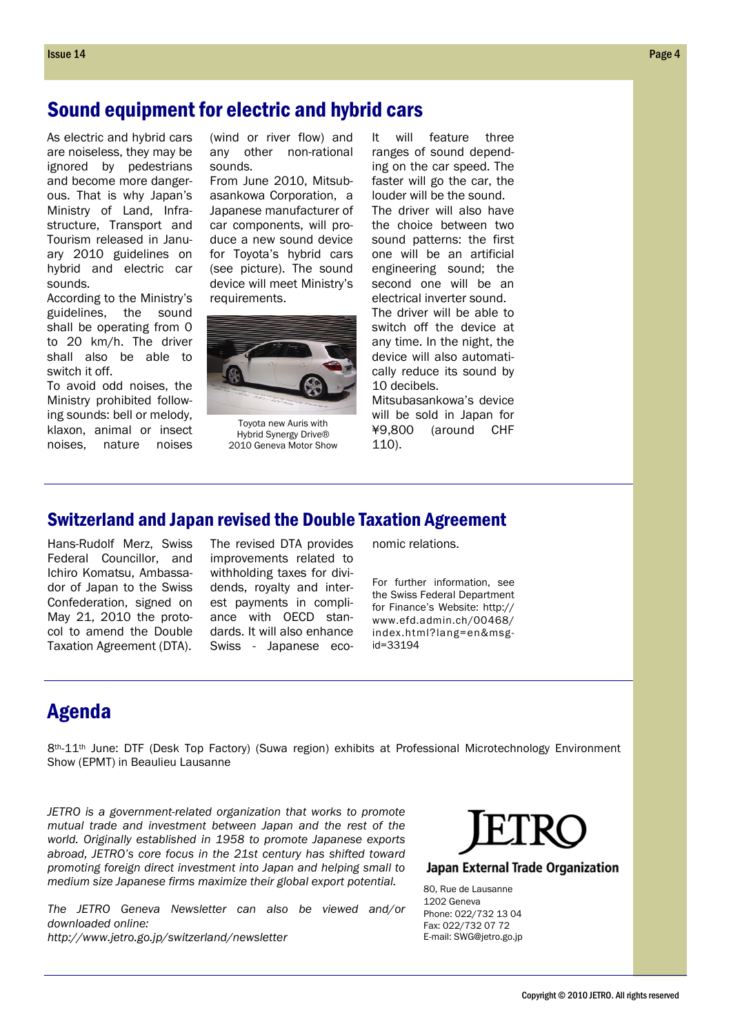## Sound equipment for electric and hybrid cars

As electric and hybrid cars are noiseless, they may be ignored by pedestrians and become more dangerous. That is why Japan's Ministry of Land, Infrastructure, Transport and Tourism released in January 2010 guidelines on hybrid and electric car sounds.

According to the Ministry's guidelines, the sound shall be operating from 0 to 20 km/h. The driver shall also be able to switch it off.

To avoid odd noises, the Ministry prohibited following sounds: bell or melody, klaxon, animal or insect noises, nature noises (wind or river flow) and any other non-rational sounds.

From June 2010, Mitsubasankowa Corporation, a Japanese manufacturer of car components, will produce a new sound device for Toyota's hybrid cars (see picture). The sound device will meet Ministry's requirements.

Toyota new Auris with Hybrid Synergy Drive® 2010 Geneva Motor Show

It will feature three ranges of sound depending on the car speed. The faster will go the car, the louder will be the sound.

The driver will also have the choice between two sound patterns: the first one will be an artificial engineering sound; the second one will be an electrical inverter sound.

The driver will be able to switch off the device at any time. In the night, the device will also automatically reduce its sound by 10 decibels.

Mitsubasankowa's device will be sold in Japan for ¥9,800 (around CHF 110).

## Switzerland and Japan revised the Double Taxation Agreement

Hans-Rudolf Merz, Swiss Federal Councillor, and Ichiro Komatsu, Ambassador of Japan to the Swiss Confederation, signed on May 21, 2010 the protocol to amend the Double Taxation Agreement (DTA).

The revised DTA provides improvements related to withholding taxes for dividends, royalty and interest payments in compliance with OECD standards. It will also enhance Swiss - Japanese economic relations.

For further information, see the Swiss Federal Department for Finance's Website: http://www.efd.admin.ch/00468/index.html?lang=en&msg-id=33194

## Agenda

8th-11th June: DTF (Desk Top Factory) (Suwa region) exhibits at Professional Microtechnology Environment Show (EPMT) in Beaulieu Lausanne

*JETRO is a government-related organization that works to promote mutual trade and investment between Japan and the rest of the world. Originally established in 1958 to promote Japanese exports abroad, JETRO's core focus in the 21st century has shifted toward promoting foreign direct investment into Japan and helping small to medium size Japanese firms maximize their global export potential.*

*The JETRO Geneva Newsletter can also be viewed and/or downloaded online:*
*http://www.jetro.go.jp/switzerland/newsletter*

JETRO
Japan External Trade Organization

80, Rue de Lausanne
1202 Geneva
Phone: 022/732 13 04
Fax: 022/732 07 72
E-mail: SWG@jetro.go.jp

Copyright © 2010 JETRO. All rights reserved